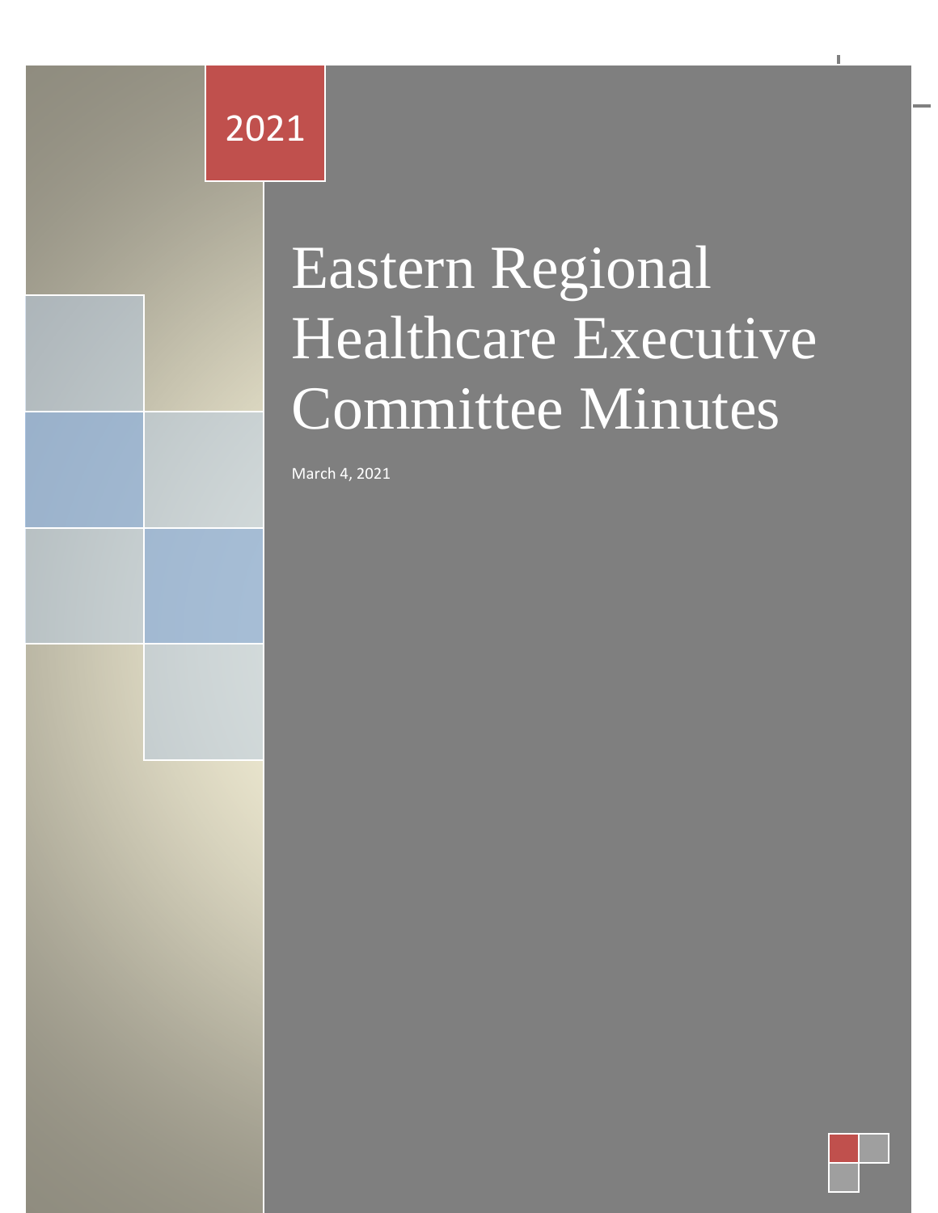2021

# Eastern Regional Healthcare Executive Committee Minutes

March 4, 2021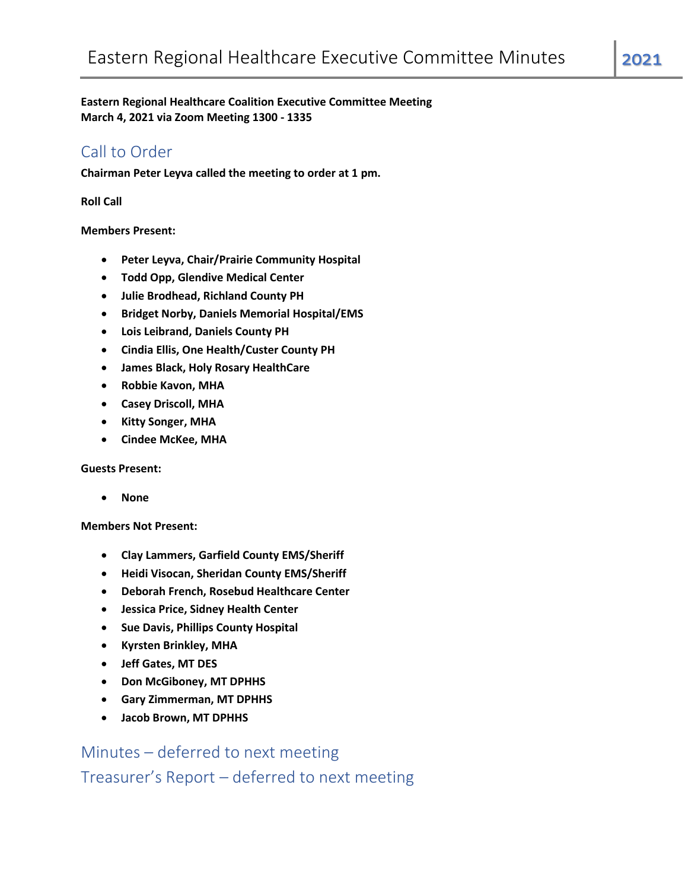**Eastern Regional Healthcare Coalition Executive Committee Meeting**
**March 4, 2021 via Zoom Meeting 1300 - 1335**

## Call to Order

**Chairman Peter Leyva called the meeting to order at 1 pm.**

**Roll Call**

**Members Present:**

- **Peter Leyva, Chair/Prairie Community Hospital**
- **Todd Opp, Glendive Medical Center**
- **Julie Brodhead, Richland County PH**
- **Bridget Norby, Daniels Memorial Hospital/EMS**
- **Lois Leibrand, Daniels County PH**
- **Cindia Ellis, One Health/Custer County PH**
- **James Black, Holy Rosary HealthCare**
- **Robbie Kavon, MHA**
- **Casey Driscoll, MHA**
- **Kitty Songer, MHA**
- **Cindee McKee, MHA**

**Guests Present:**

- **None**

**Members Not Present:**

- **Clay Lammers, Garfield County EMS/Sheriff**
- **Heidi Visocan, Sheridan County EMS/Sheriff**
- **Deborah French, Rosebud Healthcare Center**
- **Jessica Price, Sidney Health Center**
- **Sue Davis, Phillips County Hospital**
- **Kyrsten Brinkley, MHA**
- **Jeff Gates, MT DES**
- **Don McGiboney, MT DPHHS**
- **Gary Zimmerman, MT DPHHS**
- **Jacob Brown, MT DPHHS**

## Minutes – deferred to next meeting

## Treasurer's Report – deferred to next meeting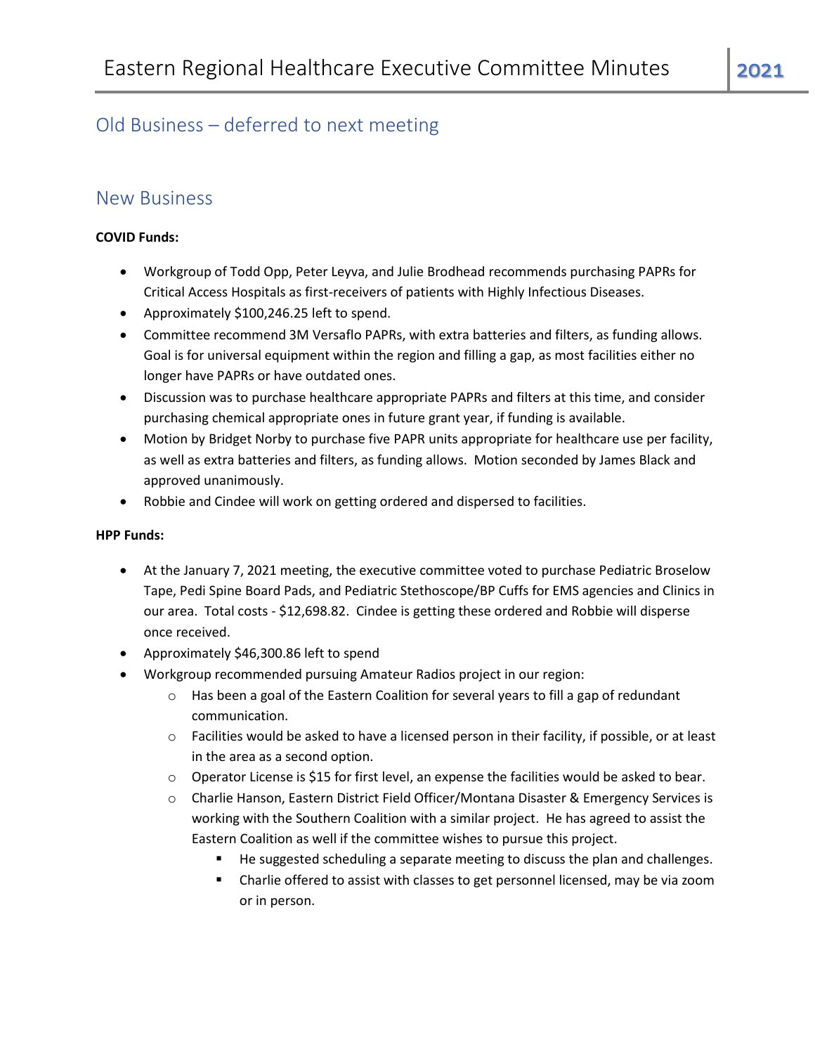## Old Business – deferred to next meeting

## New Business

**COVID Funds:**

- Workgroup of Todd Opp, Peter Leyva, and Julie Brodhead recommends purchasing PAPRs for Critical Access Hospitals as first-receivers of patients with Highly Infectious Diseases.
- Approximately $100,246.25 left to spend.
- Committee recommend 3M Versaflo PAPRs, with extra batteries and filters, as funding allows. Goal is for universal equipment within the region and filling a gap, as most facilities either no longer have PAPRs or have outdated ones.
- Discussion was to purchase healthcare appropriate PAPRs and filters at this time, and consider purchasing chemical appropriate ones in future grant year, if funding is available.
- Motion by Bridget Norby to purchase five PAPR units appropriate for healthcare use per facility, as well as extra batteries and filters, as funding allows. Motion seconded by James Black and approved unanimously.
- Robbie and Cindee will work on getting ordered and dispersed to facilities.

**HPP Funds:**

- At the January 7, 2021 meeting, the executive committee voted to purchase Pediatric Broselow Tape, Pedi Spine Board Pads, and Pediatric Stethoscope/BP Cuffs for EMS agencies and Clinics in our area. Total costs - $12,698.82. Cindee is getting these ordered and Robbie will disperse once received.
- Approximately $46,300.86 left to spend
- Workgroup recommended pursuing Amateur Radios project in our region:
  - Has been a goal of the Eastern Coalition for several years to fill a gap of redundant communication.
  - Facilities would be asked to have a licensed person in their facility, if possible, or at least in the area as a second option.
  - Operator License is $15 for first level, an expense the facilities would be asked to bear.
  - Charlie Hanson, Eastern District Field Officer/Montana Disaster & Emergency Services is working with the Southern Coalition with a similar project. He has agreed to assist the Eastern Coalition as well if the committee wishes to pursue this project.
    - He suggested scheduling a separate meeting to discuss the plan and challenges.
    - Charlie offered to assist with classes to get personnel licensed, may be via zoom or in person.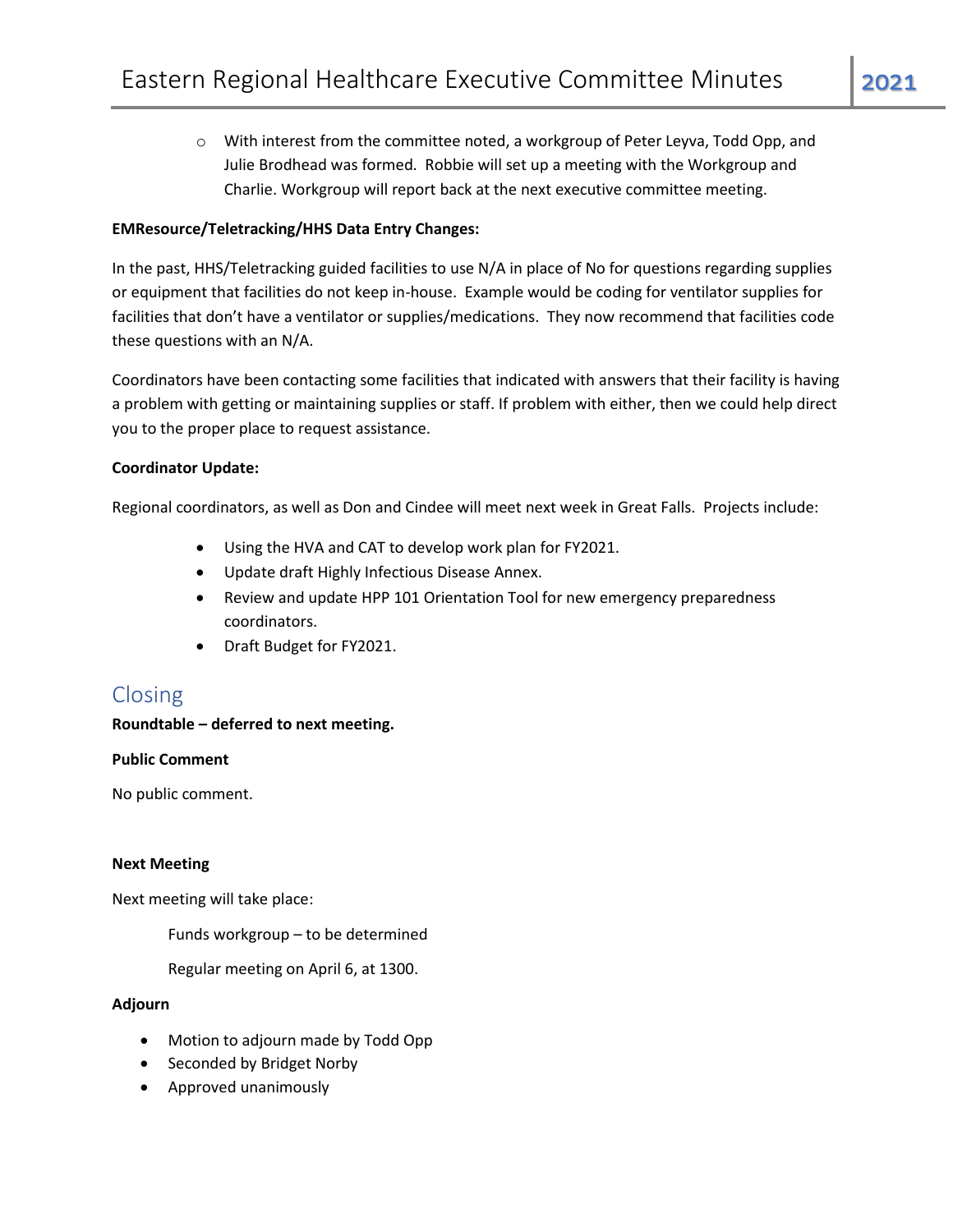- With interest from the committee noted, a workgroup of Peter Leyva, Todd Opp, and Julie Brodhead was formed. Robbie will set up a meeting with the Workgroup and Charlie. Workgroup will report back at the next executive committee meeting.

**EMResource/Teletracking/HHS Data Entry Changes:**

In the past, HHS/Teletracking guided facilities to use N/A in place of No for questions regarding supplies or equipment that facilities do not keep in-house. Example would be coding for ventilator supplies for facilities that don't have a ventilator or supplies/medications. They now recommend that facilities code these questions with an N/A.

Coordinators have been contacting some facilities that indicated with answers that their facility is having a problem with getting or maintaining supplies or staff. If problem with either, then we could help direct you to the proper place to request assistance.

**Coordinator Update:**

Regional coordinators, as well as Don and Cindee will meet next week in Great Falls. Projects include:

- Using the HVA and CAT to develop work plan for FY2021.
- Update draft Highly Infectious Disease Annex.
- Review and update HPP 101 Orientation Tool for new emergency preparedness coordinators.
- Draft Budget for FY2021.

## Closing

**Roundtable – deferred to next meeting.**

**Public Comment**

No public comment.

**Next Meeting**

Next meeting will take place:

Funds workgroup – to be determined

Regular meeting on April 6, at 1300.

**Adjourn**

- Motion to adjourn made by Todd Opp
- Seconded by Bridget Norby
- Approved unanimously